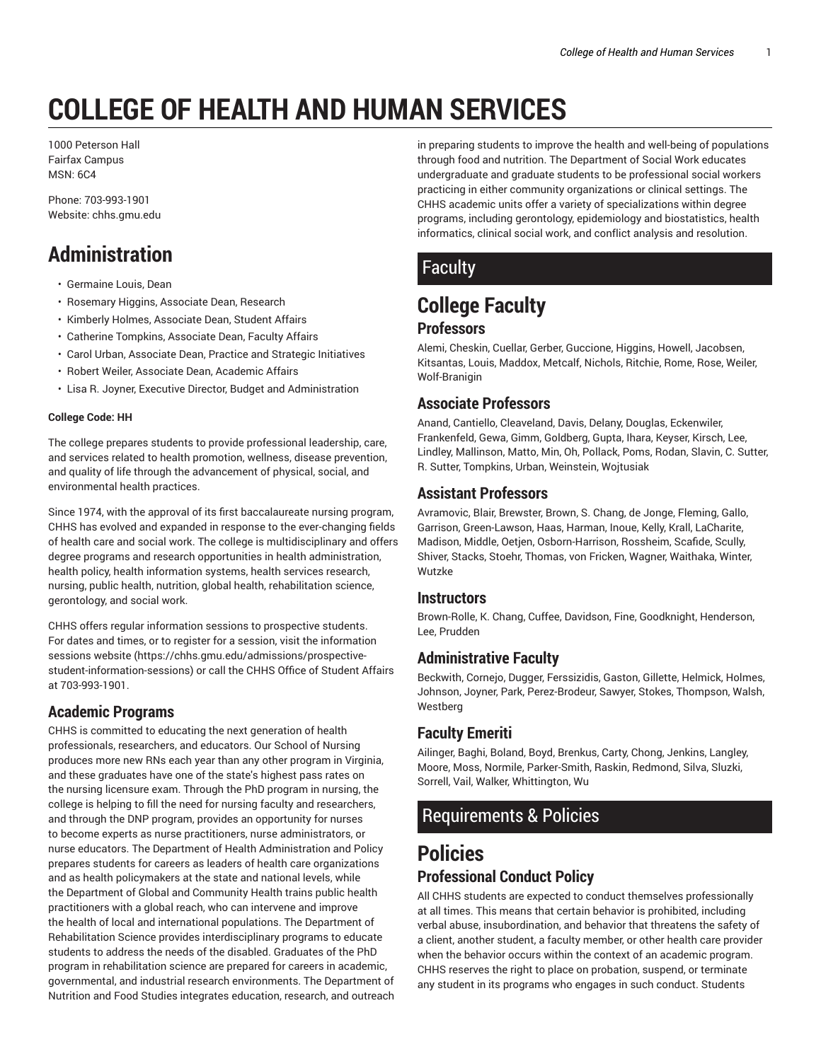# COLLEGE OF HEALTH AND HUMAN SERVICES

1000 Peterson Hall
Fairfax Campus
MSN: 6C4

Phone: 703-993-1901
Website: chhs.gmu.edu

## Administration

- Germaine Louis, Dean
- Rosemary Higgins, Associate Dean, Research
- Kimberly Holmes, Associate Dean, Student Affairs
- Catherine Tompkins, Associate Dean, Faculty Affairs
- Carol Urban, Associate Dean, Practice and Strategic Initiatives
- Robert Weiler, Associate Dean, Academic Affairs
- Lisa R. Joyner, Executive Director, Budget and Administration

**College Code: HH**

The college prepares students to provide professional leadership, care, and services related to health promotion, wellness, disease prevention, and quality of life through the advancement of physical, social, and environmental health practices.

Since 1974, with the approval of its first baccalaureate nursing program, CHHS has evolved and expanded in response to the ever-changing fields of health care and social work. The college is multidisciplinary and offers degree programs and research opportunities in health administration, health policy, health information systems, health services research, nursing, public health, nutrition, global health, rehabilitation science, gerontology, and social work.

CHHS offers regular information sessions to prospective students. For dates and times, or to register for a session, visit the information sessions website (https://chhs.gmu.edu/admissions/prospective-student-information-sessions) or call the CHHS Office of Student Affairs at 703-993-1901.

### Academic Programs

CHHS is committed to educating the next generation of health professionals, researchers, and educators. Our School of Nursing produces more new RNs each year than any other program in Virginia, and these graduates have one of the state's highest pass rates on the nursing licensure exam. Through the PhD program in nursing, the college is helping to fill the need for nursing faculty and researchers, and through the DNP program, provides an opportunity for nurses to become experts as nurse practitioners, nurse administrators, or nurse educators. The Department of Health Administration and Policy prepares students for careers as leaders of health care organizations and as health policymakers at the state and national levels, while the Department of Global and Community Health trains public health practitioners with a global reach, who can intervene and improve the health of local and international populations. The Department of Rehabilitation Science provides interdisciplinary programs to educate students to address the needs of the disabled. Graduates of the PhD program in rehabilitation science are prepared for careers in academic, governmental, and industrial research environments. The Department of Nutrition and Food Studies integrates education, research, and outreach in preparing students to improve the health and well-being of populations through food and nutrition. The Department of Social Work educates undergraduate and graduate students to be professional social workers practicing in either community organizations or clinical settings. The CHHS academic units offer a variety of specializations within degree programs, including gerontology, epidemiology and biostatistics, health informatics, clinical social work, and conflict analysis and resolution.

## Faculty

## College Faculty

### Professors

Alemi, Cheskin, Cuellar, Gerber, Guccione, Higgins, Howell, Jacobsen, Kitsantas, Louis, Maddox, Metcalf, Nichols, Ritchie, Rome, Rose, Weiler, Wolf-Branigin

### Associate Professors

Anand, Cantiello, Cleaveland, Davis, Delany, Douglas, Eckenwiler, Frankenfeld, Gewa, Gimm, Goldberg, Gupta, Ihara, Keyser, Kirsch, Lee, Lindley, Mallinson, Matto, Min, Oh, Pollack, Poms, Rodan, Slavin, C. Sutter, R. Sutter, Tompkins, Urban, Weinstein, Wojtusiak

### Assistant Professors

Avramovic, Blair, Brewster, Brown, S. Chang, de Jonge, Fleming, Gallo, Garrison, Green-Lawson, Haas, Harman, Inoue, Kelly, Krall, LaCharite, Madison, Middle, Oetjen, Osborn-Harrison, Rossheim, Scafide, Scully, Shiver, Stacks, Stoehr, Thomas, von Fricken, Wagner, Waithaka, Winter, Wutzke

### Instructors

Brown-Rolle, K. Chang, Cuffee, Davidson, Fine, Goodknight, Henderson, Lee, Prudden

### Administrative Faculty

Beckwith, Cornejo, Dugger, Ferssizidis, Gaston, Gillette, Helmick, Holmes, Johnson, Joyner, Park, Perez-Brodeur, Sawyer, Stokes, Thompson, Walsh, Westberg

### Faculty Emeriti

Ailinger, Baghi, Boland, Boyd, Brenkus, Carty, Chong, Jenkins, Langley, Moore, Moss, Normile, Parker-Smith, Raskin, Redmond, Silva, Sluzki, Sorrell, Vail, Walker, Whittington, Wu

## Requirements & Policies

## Policies

### Professional Conduct Policy

All CHHS students are expected to conduct themselves professionally at all times. This means that certain behavior is prohibited, including verbal abuse, insubordination, and behavior that threatens the safety of a client, another student, a faculty member, or other health care provider when the behavior occurs within the context of an academic program. CHHS reserves the right to place on probation, suspend, or terminate any student in its programs who engages in such conduct. Students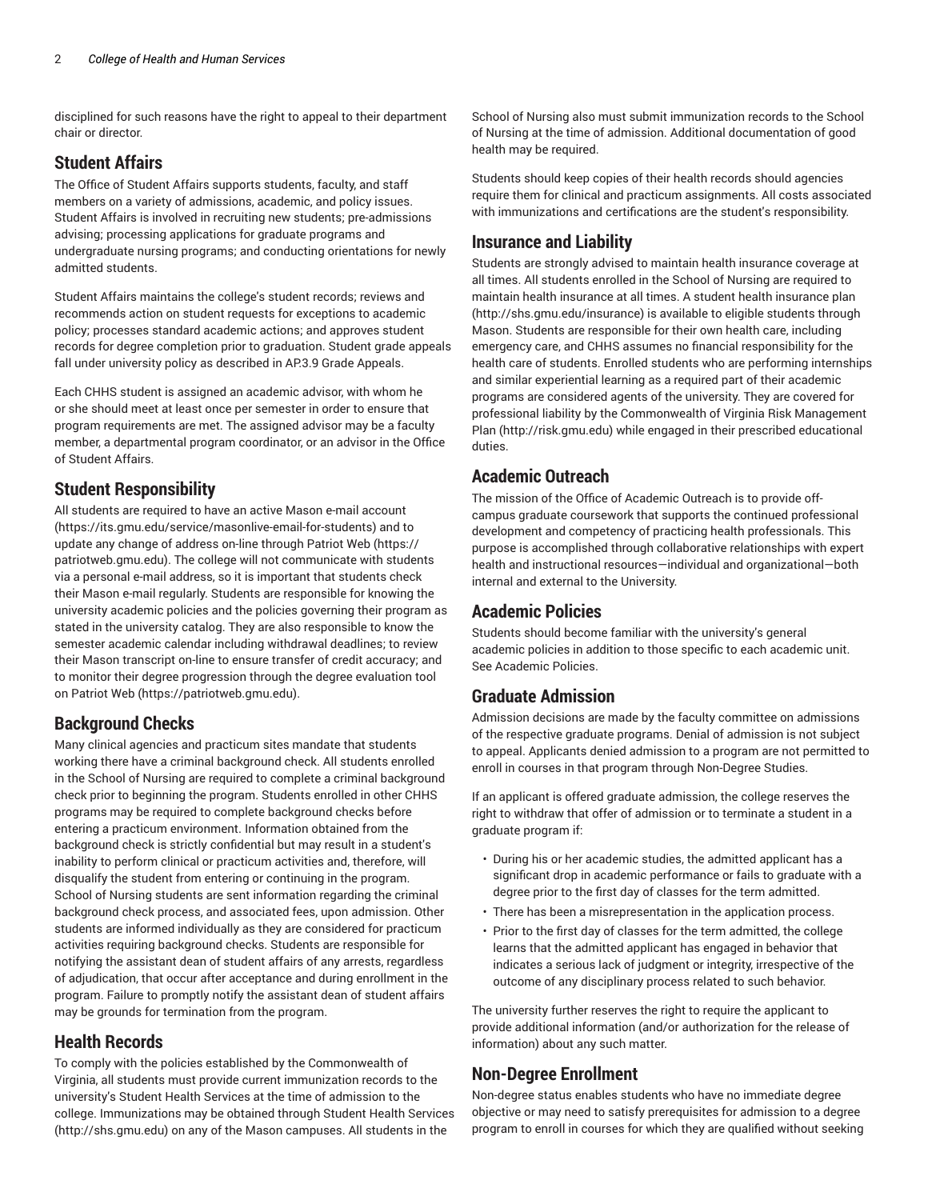disciplined for such reasons have the right to appeal to their department chair or director.

## Student Affairs

The Office of Student Affairs supports students, faculty, and staff members on a variety of admissions, academic, and policy issues. Student Affairs is involved in recruiting new students; pre-admissions advising; processing applications for graduate programs and undergraduate nursing programs; and conducting orientations for newly admitted students.

Student Affairs maintains the college's student records; reviews and recommends action on student requests for exceptions to academic policy; processes standard academic actions; and approves student records for degree completion prior to graduation. Student grade appeals fall under university policy as described in AP.3.9 Grade Appeals.

Each CHHS student is assigned an academic advisor, with whom he or she should meet at least once per semester in order to ensure that program requirements are met. The assigned advisor may be a faculty member, a departmental program coordinator, or an advisor in the Office of Student Affairs.

## Student Responsibility

All students are required to have an active Mason e-mail account (https://its.gmu.edu/service/masonlive-email-for-students) and to update any change of address on-line through Patriot Web (https://patriotweb.gmu.edu). The college will not communicate with students via a personal e-mail address, so it is important that students check their Mason e-mail regularly. Students are responsible for knowing the university academic policies and the policies governing their program as stated in the university catalog. They are also responsible to know the semester academic calendar including withdrawal deadlines; to review their Mason transcript on-line to ensure transfer of credit accuracy; and to monitor their degree progression through the degree evaluation tool on Patriot Web (https://patriotweb.gmu.edu).

## Background Checks

Many clinical agencies and practicum sites mandate that students working there have a criminal background check. All students enrolled in the School of Nursing are required to complete a criminal background check prior to beginning the program. Students enrolled in other CHHS programs may be required to complete background checks before entering a practicum environment. Information obtained from the background check is strictly confidential but may result in a student's inability to perform clinical or practicum activities and, therefore, will disqualify the student from entering or continuing in the program. School of Nursing students are sent information regarding the criminal background check process, and associated fees, upon admission. Other students are informed individually as they are considered for practicum activities requiring background checks. Students are responsible for notifying the assistant dean of student affairs of any arrests, regardless of adjudication, that occur after acceptance and during enrollment in the program. Failure to promptly notify the assistant dean of student affairs may be grounds for termination from the program.

## Health Records

To comply with the policies established by the Commonwealth of Virginia, all students must provide current immunization records to the university's Student Health Services at the time of admission to the college. Immunizations may be obtained through Student Health Services (http://shs.gmu.edu) on any of the Mason campuses. All students in the School of Nursing also must submit immunization records to the School of Nursing at the time of admission. Additional documentation of good health may be required.

Students should keep copies of their health records should agencies require them for clinical and practicum assignments. All costs associated with immunizations and certifications are the student's responsibility.

## Insurance and Liability

Students are strongly advised to maintain health insurance coverage at all times. All students enrolled in the School of Nursing are required to maintain health insurance at all times. A student health insurance plan (http://shs.gmu.edu/insurance) is available to eligible students through Mason. Students are responsible for their own health care, including emergency care, and CHHS assumes no financial responsibility for the health care of students. Enrolled students who are performing internships and similar experiential learning as a required part of their academic programs are considered agents of the university. They are covered for professional liability by the Commonwealth of Virginia Risk Management Plan (http://risk.gmu.edu) while engaged in their prescribed educational duties.

## Academic Outreach

The mission of the Office of Academic Outreach is to provide off-campus graduate coursework that supports the continued professional development and competency of practicing health professionals. This purpose is accomplished through collaborative relationships with expert health and instructional resources—individual and organizational—both internal and external to the University.

## Academic Policies

Students should become familiar with the university's general academic policies in addition to those specific to each academic unit. See Academic Policies.

## Graduate Admission

Admission decisions are made by the faculty committee on admissions of the respective graduate programs. Denial of admission is not subject to appeal. Applicants denied admission to a program are not permitted to enroll in courses in that program through Non-Degree Studies.

If an applicant is offered graduate admission, the college reserves the right to withdraw that offer of admission or to terminate a student in a graduate program if:

- During his or her academic studies, the admitted applicant has a significant drop in academic performance or fails to graduate with a degree prior to the first day of classes for the term admitted.
- There has been a misrepresentation in the application process.
- Prior to the first day of classes for the term admitted, the college learns that the admitted applicant has engaged in behavior that indicates a serious lack of judgment or integrity, irrespective of the outcome of any disciplinary process related to such behavior.

The university further reserves the right to require the applicant to provide additional information (and/or authorization for the release of information) about any such matter.

## Non-Degree Enrollment

Non-degree status enables students who have no immediate degree objective or may need to satisfy prerequisites for admission to a degree program to enroll in courses for which they are qualified without seeking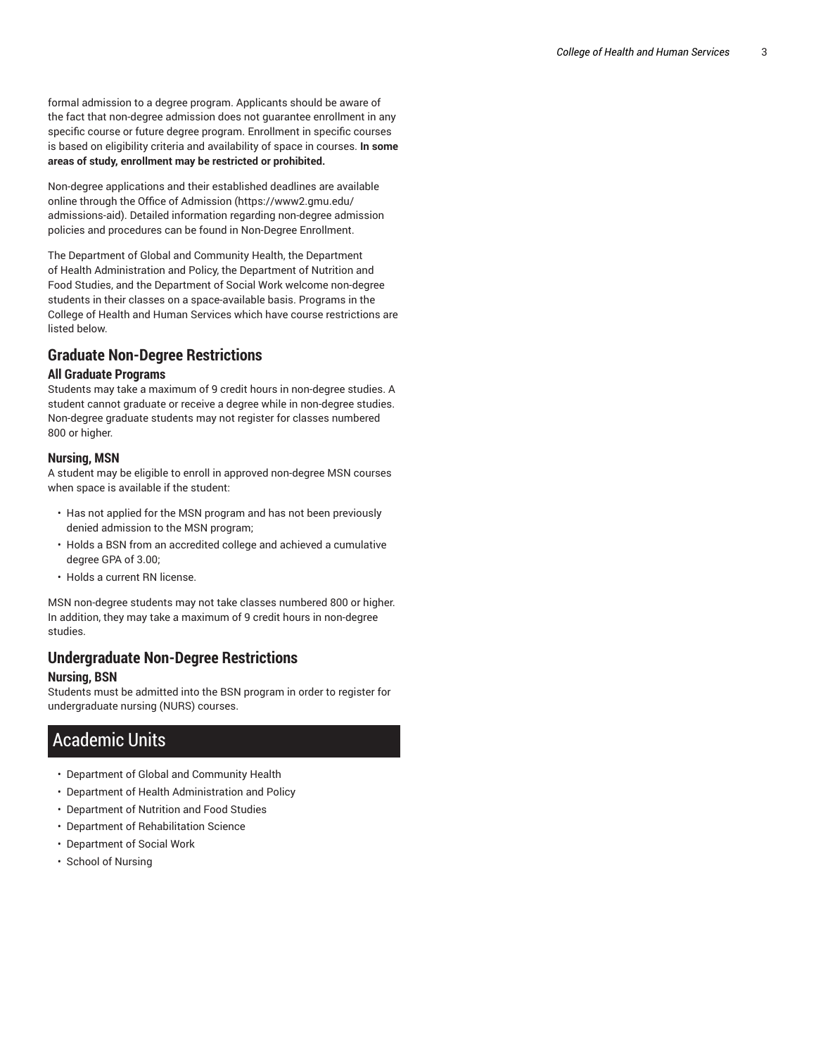formal admission to a degree program. Applicants should be aware of the fact that non-degree admission does not guarantee enrollment in any specific course or future degree program. Enrollment in specific courses is based on eligibility criteria and availability of space in courses. **In some areas of study, enrollment may be restricted or prohibited.**

Non-degree applications and their established deadlines are available online through the Office of Admission (https://www2.gmu.edu/admissions-aid). Detailed information regarding non-degree admission policies and procedures can be found in Non-Degree Enrollment.

The Department of Global and Community Health, the Department of Health Administration and Policy, the Department of Nutrition and Food Studies, and the Department of Social Work welcome non-degree students in their classes on a space-available basis. Programs in the College of Health and Human Services which have course restrictions are listed below.

## Graduate Non-Degree Restrictions

### All Graduate Programs

Students may take a maximum of 9 credit hours in non-degree studies. A student cannot graduate or receive a degree while in non-degree studies. Non-degree graduate students may not register for classes numbered 800 or higher.

### Nursing, MSN

A student may be eligible to enroll in approved non-degree MSN courses when space is available if the student:

- Has not applied for the MSN program and has not been previously denied admission to the MSN program;
- Holds a BSN from an accredited college and achieved a cumulative degree GPA of 3.00;
- Holds a current RN license.

MSN non-degree students may not take classes numbered 800 or higher. In addition, they may take a maximum of 9 credit hours in non-degree studies.

## Undergraduate Non-Degree Restrictions

### Nursing, BSN

Students must be admitted into the BSN program in order to register for undergraduate nursing (NURS) courses.

# Academic Units

- Department of Global and Community Health
- Department of Health Administration and Policy
- Department of Nutrition and Food Studies
- Department of Rehabilitation Science
- Department of Social Work
- School of Nursing